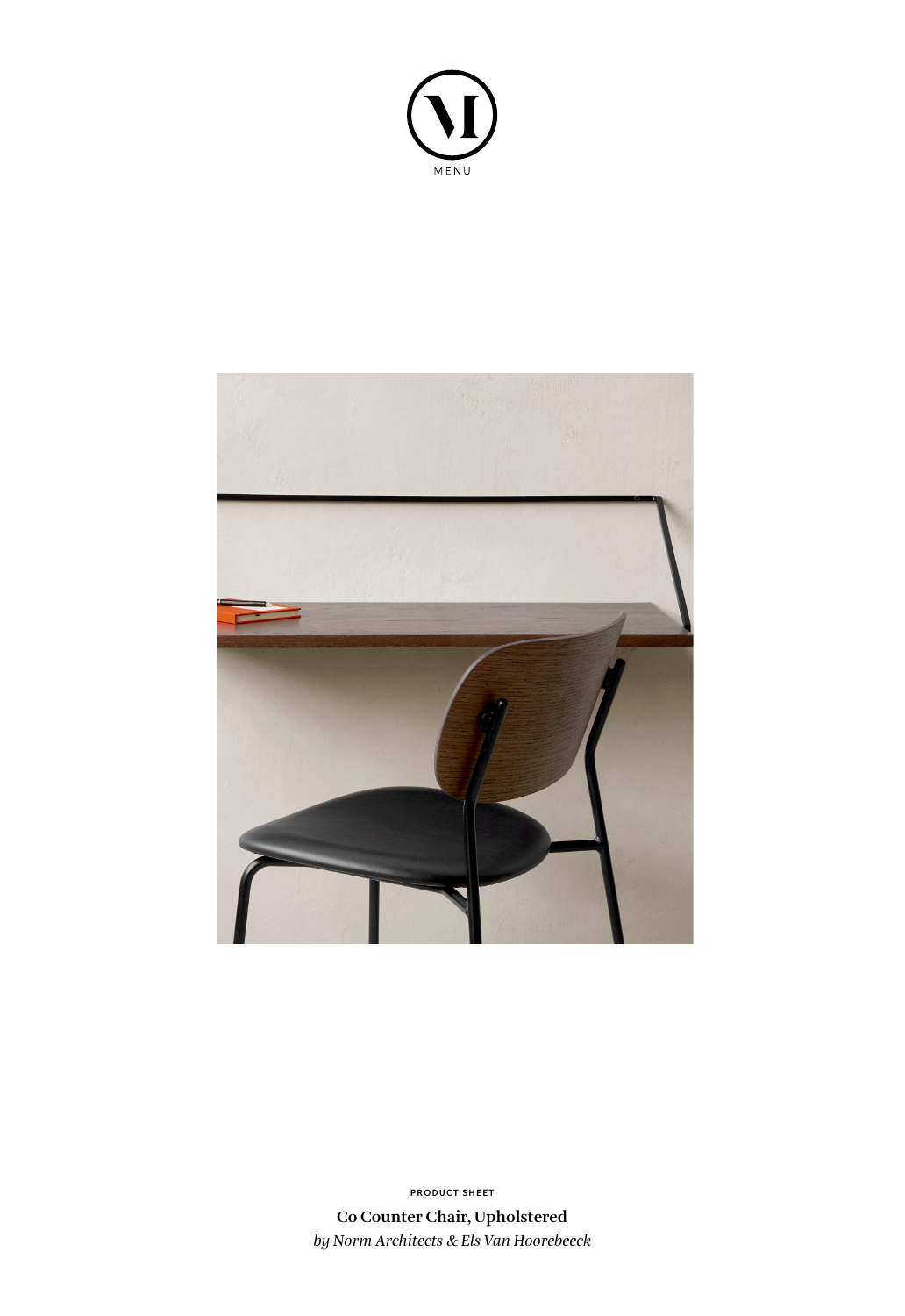MENU

PRODUCT SHEET

**Co Counter Chair, Upholstered**

*by Norm Architects & Els Van Hoorebeeck*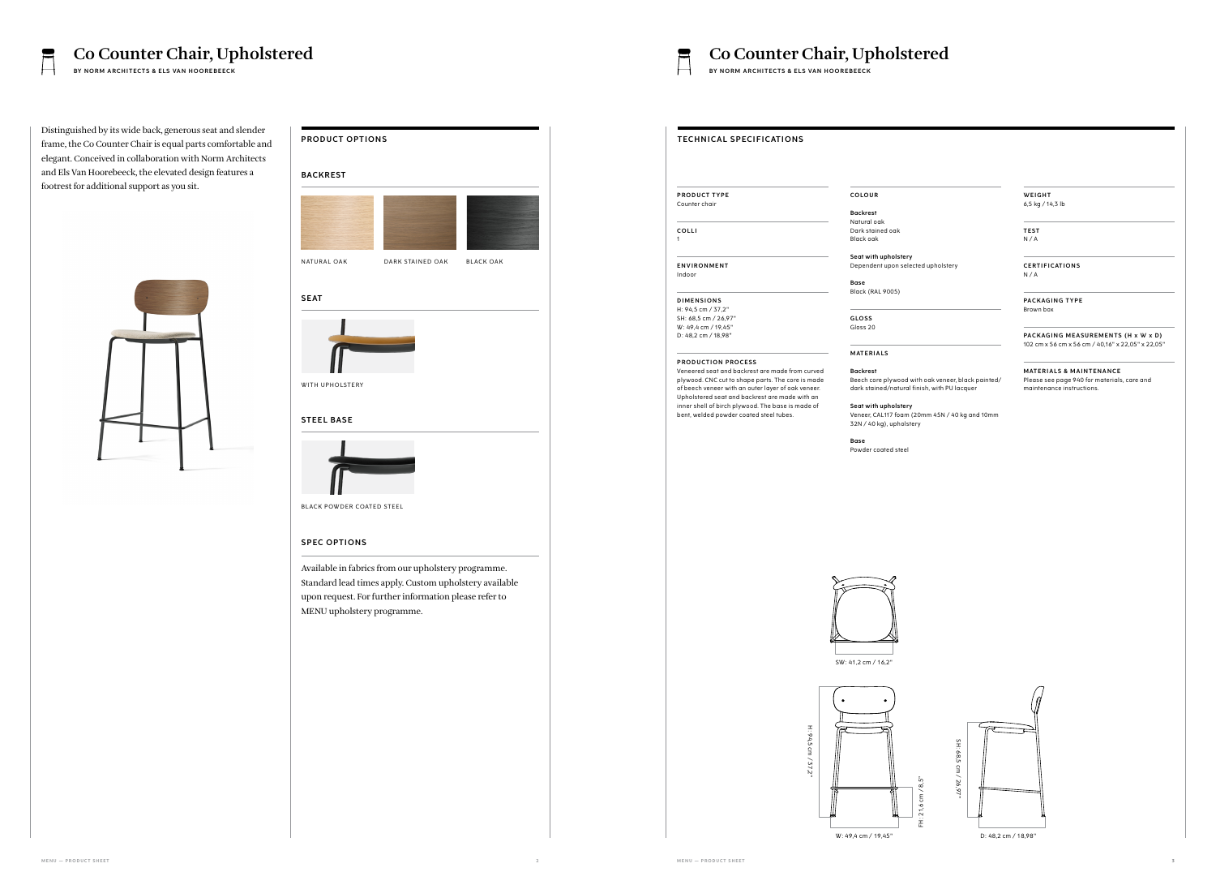# Co Counter Chair, Upholstered

BY NORM ARCHITECTS & ELS VAN HOOREBEECK

Distinguished by its wide back, generous seat and slender frame, the Co Counter Chair is equal parts comfortable and elegant. Conceived in collaboration with Norm Architects and Els Van Hoorebeeck, the elevated design features a footrest for additional support as you sit.

## PRODUCT OPTIONS

### BACKREST

NATURAL OAK

DARK STAINED OAK

BLACK OAK

### SEAT

WITH UPHOLSTERY

### STEEL BASE

BLACK POWDER COATED STEEL

## SPEC OPTIONS

Available in fabrics from our upholstery programme. Standard lead times apply. Custom upholstery available upon request. For further information please refer to MENU upholstery programme.

# Co Counter Chair, Upholstered

BY NORM ARCHITECTS & ELS VAN HOOREBEECK

## TECHNICAL SPECIFICATIONS

**PRODUCT TYPE**
Counter chair

**COLLI**
1

**ENVIRONMENT**
Indoor

**DIMENSIONS**
H: 94,5 cm / 37,2"
SH: 68,5 cm / 26,97"
W: 49,4 cm / 19,45"
D: 48,2 cm / 18,98"

**PRODUCTION PROCESS**
Veneered seat and backrest are made from curved plywood. CNC cut to shape parts. The core is made of beech veneer with an outer layer of oak veneer. Upholstered seat and backrest are made with an inner shell of birch plywood. The base is made of bent, welded powder coated steel tubes.

**COLOUR**

**Backrest**
Natural oak
Dark stained oak
Black oak

**Seat with upholstery**
Dependent upon selected upholstery

**Base**
Black (RAL 9005)

**GLOSS**
Gloss 20

**MATERIALS**

**Backrest**
Beech core plywood with oak veneer, black painted/ dark stained/natural finish, with PU lacquer

**Seat with upholstery**
Veneer, CAL117 foam (20mm 45N / 40 kg and 10mm 32N / 40 kg), upholstery

**Base**
Powder coated steel

**WEIGHT**
6,5 kg / 14,3 lb

**TEST**
N / A

**CERTIFICATIONS**
N / A

**PACKAGING TYPE**
Brown box

**PACKAGING MEASUREMENTS (H x W x D)**
102 cm x 56 cm x 56 cm / 40,16" x 22,05" x 22,05"

**MATERIALS & MAINTENANCE**
Please see page 940 for materials, care and maintenance instructions.

SW: 41,2 cm / 16,2"

H: 94,5 cm / 37,2"

FH: 21,6 cm / 8,5"

SH: 68,5 cm / 26,97"

W: 49,4 cm / 19,45"

D: 48,2 cm / 18,98"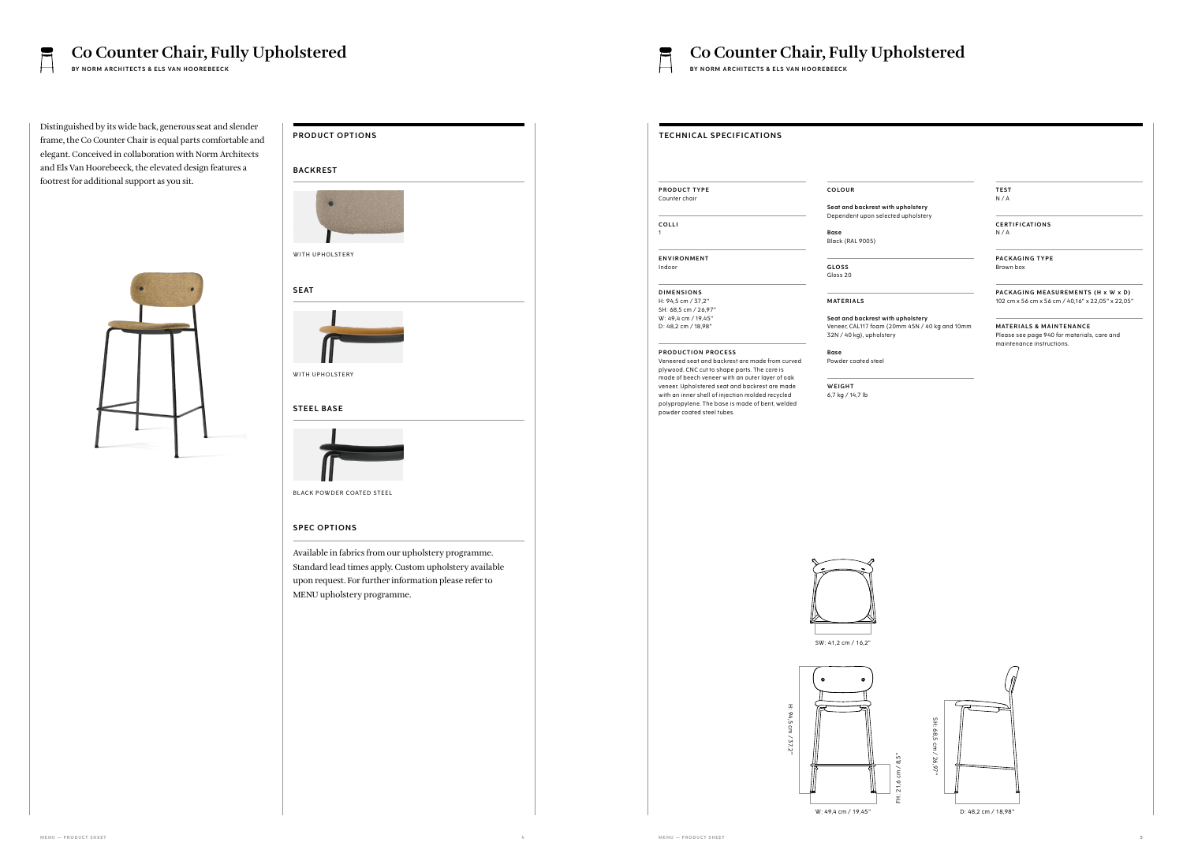# Co Counter Chair, Fully Upholstered

BY NORM ARCHITECTS & ELS VAN HOOREBEECK

Distinguished by its wide back, generous seat and slender frame, the Co Counter Chair is equal parts comfortable and elegant. Conceived in collaboration with Norm Architects and Els Van Hoorebeeck, the elevated design features a footrest for additional support as you sit.

## PRODUCT OPTIONS

### BACKREST

WITH UPHOLSTERY

### SEAT

WITH UPHOLSTERY

### STEEL BASE

BLACK POWDER COATED STEEL

### SPEC OPTIONS

Available in fabrics from our upholstery programme. Standard lead times apply. Custom upholstery available upon request. For further information please refer to MENU upholstery programme.

# Co Counter Chair, Fully Upholstered

BY NORM ARCHITECTS & ELS VAN HOOREBEECK

## TECHNICAL SPECIFICATIONS

**PRODUCT TYPE**
Counter chair

**COLLI**
1

**ENVIRONMENT**
Indoor

**DIMENSIONS**
H: 94,5 cm / 37,2"
SH: 68,5 cm / 26,97"
W: 49,4 cm / 19,45"
D: 48,2 cm / 18,98"

**PRODUCTION PROCESS**
Veneered seat and backrest are made from curved plywood. CNC cut to shape parts. The core is made of beech veneer with an outer layer of oak veneer. Upholstered seat and backrest are made with an inner shell of injection molded recycled polypropylene. The base is made of bent, welded powder coated steel tubes.

**COLOUR**

**Seat and backrest with upholstery**
Dependent upon selected upholstery

**Base**
Black (RAL 9005)

**GLOSS**
Gloss 20

**MATERIALS**

**Seat and backrest with upholstery**
Veneer, CAL117 foam (20mm 45N / 40 kg and 10mm 32N / 40 kg), upholstery

**Base**
Powder coated steel

**WEIGHT**
6,7 kg / 14,7 lb

**TEST**
N / A

**CERTIFICATIONS**
N / A

**PACKAGING TYPE**
Brown box

**PACKAGING MEASUREMENTS (H x W x D)**
102 cm x 56 cm x 56 cm / 40,16" x 22,05" x 22,05"

**MATERIALS & MAINTENANCE**
Please see page 940 for materials, care and maintenance instructions.

SW: 41,2 cm / 16,2"

H: 94,5 cm / 37,2"

FH: 21,6 cm / 8,5"

W: 49,4 cm / 19,45"

SH: 68,5 cm / 26,97"

D: 48,2 cm / 18,98"